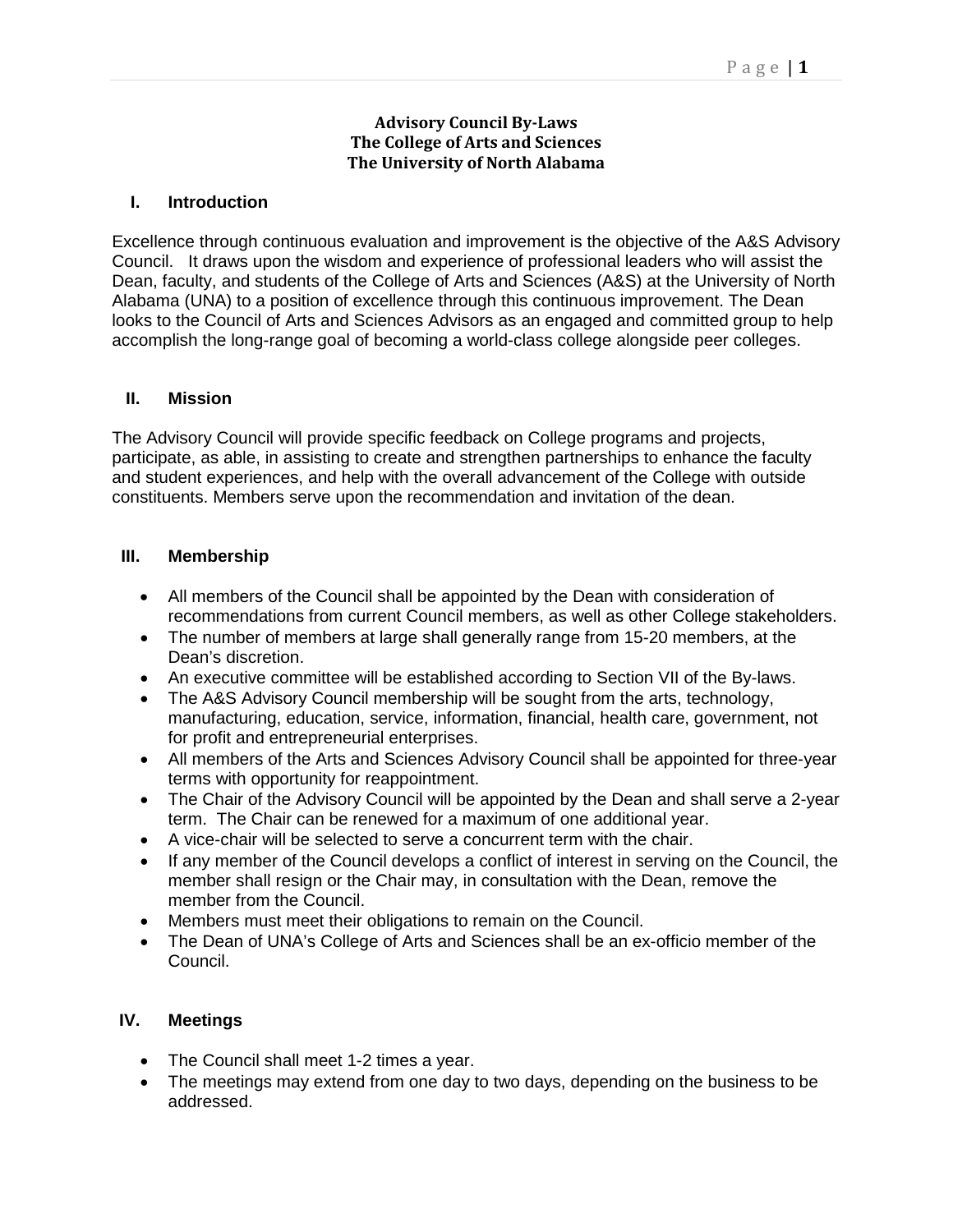# Advisory Council By-Laws
# The College of Arts and Sciences
# The University of North Alabama

## I. Introduction

Excellence through continuous evaluation and improvement is the objective of the A&S Advisory Council. It draws upon the wisdom and experience of professional leaders who will assist the Dean, faculty, and students of the College of Arts and Sciences (A&S) at the University of North Alabama (UNA) to a position of excellence through this continuous improvement. The Dean looks to the Council of Arts and Sciences Advisors as an engaged and committed group to help accomplish the long-range goal of becoming a world-class college alongside peer colleges.

## II. Mission

The Advisory Council will provide specific feedback on College programs and projects, participate, as able, in assisting to create and strengthen partnerships to enhance the faculty and student experiences, and help with the overall advancement of the College with outside constituents. Members serve upon the recommendation and invitation of the dean.

## III. Membership

- All members of the Council shall be appointed by the Dean with consideration of recommendations from current Council members, as well as other College stakeholders.
- The number of members at large shall generally range from 15-20 members, at the Dean's discretion.
- An executive committee will be established according to Section VII of the By-laws.
- The A&S Advisory Council membership will be sought from the arts, technology, manufacturing, education, service, information, financial, health care, government, not for profit and entrepreneurial enterprises.
- All members of the Arts and Sciences Advisory Council shall be appointed for three-year terms with opportunity for reappointment.
- The Chair of the Advisory Council will be appointed by the Dean and shall serve a 2-year term. The Chair can be renewed for a maximum of one additional year.
- A vice-chair will be selected to serve a concurrent term with the chair.
- If any member of the Council develops a conflict of interest in serving on the Council, the member shall resign or the Chair may, in consultation with the Dean, remove the member from the Council.
- Members must meet their obligations to remain on the Council.
- The Dean of UNA's College of Arts and Sciences shall be an ex-officio member of the Council.

## IV. Meetings

- The Council shall meet 1-2 times a year.
- The meetings may extend from one day to two days, depending on the business to be addressed.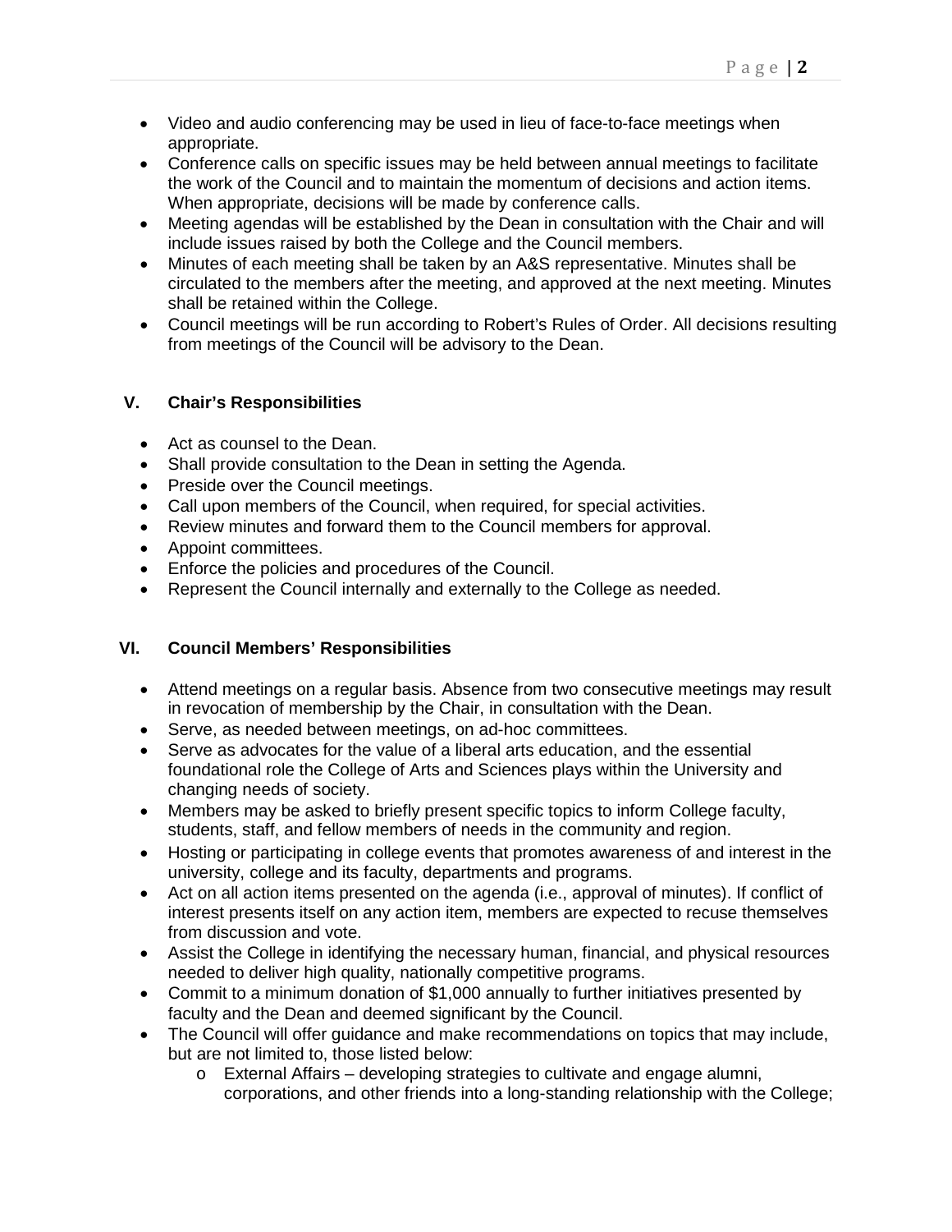- Video and audio conferencing may be used in lieu of face-to-face meetings when appropriate.
- Conference calls on specific issues may be held between annual meetings to facilitate the work of the Council and to maintain the momentum of decisions and action items. When appropriate, decisions will be made by conference calls.
- Meeting agendas will be established by the Dean in consultation with the Chair and will include issues raised by both the College and the Council members.
- Minutes of each meeting shall be taken by an A&S representative. Minutes shall be circulated to the members after the meeting, and approved at the next meeting. Minutes shall be retained within the College.
- Council meetings will be run according to Robert's Rules of Order. All decisions resulting from meetings of the Council will be advisory to the Dean.

## V. Chair's Responsibilities

- Act as counsel to the Dean.
- Shall provide consultation to the Dean in setting the Agenda.
- Preside over the Council meetings.
- Call upon members of the Council, when required, for special activities.
- Review minutes and forward them to the Council members for approval.
- Appoint committees.
- Enforce the policies and procedures of the Council.
- Represent the Council internally and externally to the College as needed.

## VI. Council Members' Responsibilities

- Attend meetings on a regular basis. Absence from two consecutive meetings may result in revocation of membership by the Chair, in consultation with the Dean.
- Serve, as needed between meetings, on ad-hoc committees.
- Serve as advocates for the value of a liberal arts education, and the essential foundational role the College of Arts and Sciences plays within the University and changing needs of society.
- Members may be asked to briefly present specific topics to inform College faculty, students, staff, and fellow members of needs in the community and region.
- Hosting or participating in college events that promotes awareness of and interest in the university, college and its faculty, departments and programs.
- Act on all action items presented on the agenda (i.e., approval of minutes). If conflict of interest presents itself on any action item, members are expected to recuse themselves from discussion and vote.
- Assist the College in identifying the necessary human, financial, and physical resources needed to deliver high quality, nationally competitive programs.
- Commit to a minimum donation of $1,000 annually to further initiatives presented by faculty and the Dean and deemed significant by the Council.
- The Council will offer guidance and make recommendations on topics that may include, but are not limited to, those listed below:
  - External Affairs – developing strategies to cultivate and engage alumni, corporations, and other friends into a long-standing relationship with the College;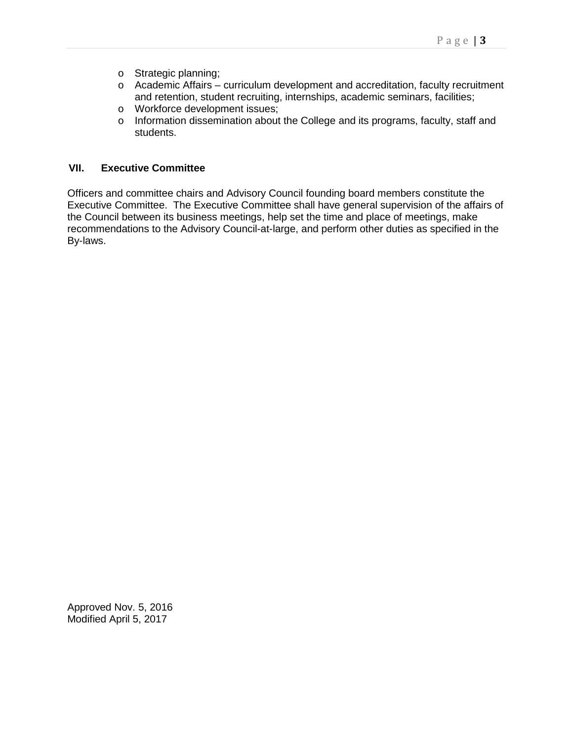- Strategic planning;
- Academic Affairs – curriculum development and accreditation, faculty recruitment and retention, student recruiting, internships, academic seminars, facilities;
- Workforce development issues;
- Information dissemination about the College and its programs, faculty, staff and students.

## VII. Executive Committee

Officers and committee chairs and Advisory Council founding board members constitute the Executive Committee. The Executive Committee shall have general supervision of the affairs of the Council between its business meetings, help set the time and place of meetings, make recommendations to the Advisory Council-at-large, and perform other duties as specified in the By-laws.

Approved Nov. 5, 2016
Modified April 5, 2017